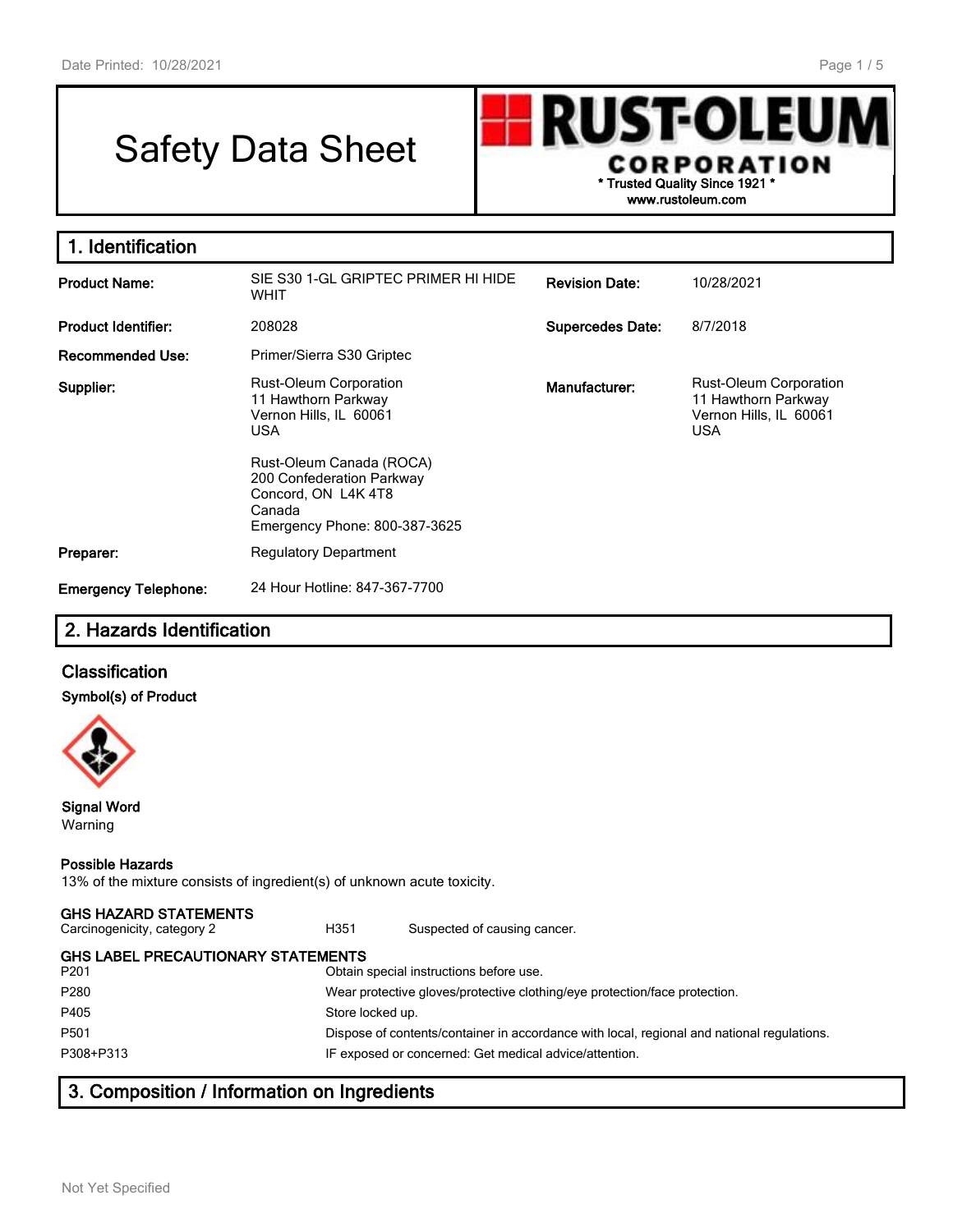# Safety Data Sheet

**RUST-OLEUM CORPORATION**
* Trusted Quality Since 1921 *
www.rustoleum.com

## 1. Identification

| | | | |
|---|---|---|---|
| **Product Name:** | SIE S30 1-GL GRIPTEC PRIMER HI HIDE WHIT | **Revision Date:** | 10/28/2021 |
| **Product Identifier:** | 208028 | **Supercedes Date:** | 8/7/2018 |
| **Recommended Use:** | Primer/Sierra S30 Griptec | | |
| **Supplier:** | Rust-Oleum Corporation<br>11 Hawthorn Parkway<br>Vernon Hills, IL 60061<br>USA<br><br>Rust-Oleum Canada (ROCA)<br>200 Confederation Parkway<br>Concord, ON L4K 4T8<br>Canada<br>Emergency Phone: 800-387-3625 | **Manufacturer:** | Rust-Oleum Corporation<br>11 Hawthorn Parkway<br>Vernon Hills, IL 60061<br>USA |
| **Preparer:** | Regulatory Department | | |
| **Emergency Telephone:** | 24 Hour Hotline: 847-367-7700 | | |

## 2. Hazards Identification

### Classification

**Symbol(s) of Product**

**Signal Word**
Warning

**Possible Hazards**
13% of the mixture consists of ingredient(s) of unknown acute toxicity.

**GHS HAZARD STATEMENTS**

| | | |
|---|---|---|
| Carcinogenicity, category 2 | H351 | Suspected of causing cancer. |

**GHS LABEL PRECAUTIONARY STATEMENTS**

| | |
|---|---|
| P201 | Obtain special instructions before use. |
| P280 | Wear protective gloves/protective clothing/eye protection/face protection. |
| P405 | Store locked up. |
| P501 | Dispose of contents/container in accordance with local, regional and national regulations. |
| P308+P313 | IF exposed or concerned: Get medical advice/attention. |

## 3. Composition / Information on Ingredients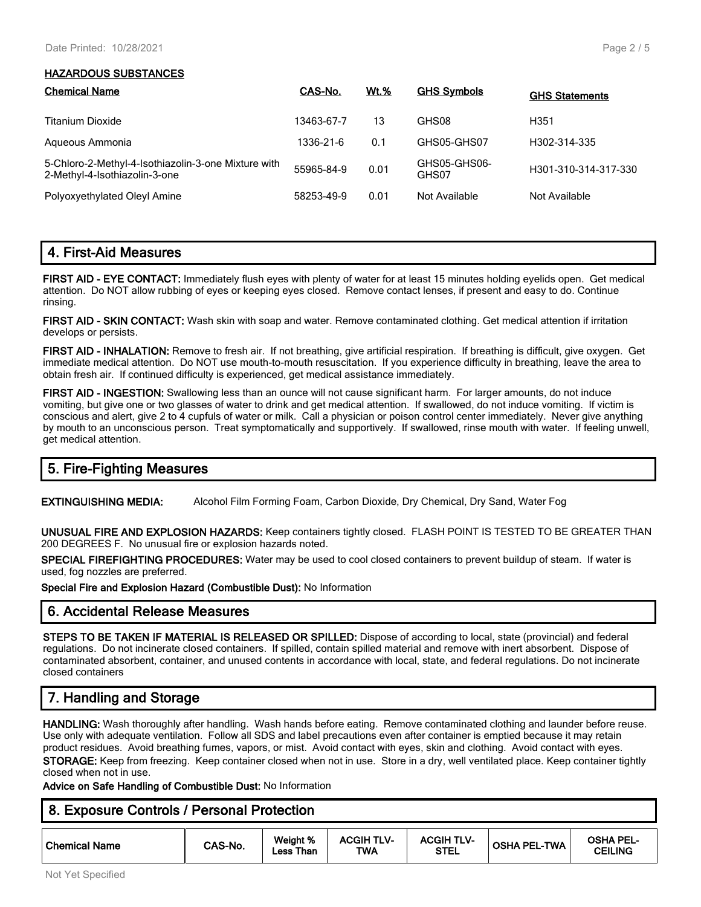**HAZARDOUS SUBSTANCES**

| Chemical Name | CAS-No. | Wt.% | GHS Symbols | GHS Statements |
|---|---|---|---|---|
| Titanium Dioxide | 13463-67-7 | 13 | GHS08 | H351 |
| Aqueous Ammonia | 1336-21-6 | 0.1 | GHS05-GHS07 | H302-314-335 |
| 5-Chloro-2-Methyl-4-Isothiazolin-3-one Mixture with 2-Methyl-4-Isothiazolin-3-one | 55965-84-9 | 0.01 | GHS05-GHS06-GHS07 | H301-310-314-317-330 |
| Polyoxyethylated Oleyl Amine | 58253-49-9 | 0.01 | Not Available | Not Available |

## 4. First-Aid Measures

**FIRST AID - EYE CONTACT:** Immediately flush eyes with plenty of water for at least 15 minutes holding eyelids open. Get medical attention. Do NOT allow rubbing of eyes or keeping eyes closed. Remove contact lenses, if present and easy to do. Continue rinsing.

**FIRST AID - SKIN CONTACT:** Wash skin with soap and water. Remove contaminated clothing. Get medical attention if irritation develops or persists.

**FIRST AID - INHALATION:** Remove to fresh air. If not breathing, give artificial respiration. If breathing is difficult, give oxygen. Get immediate medical attention. Do NOT use mouth-to-mouth resuscitation. If you experience difficulty in breathing, leave the area to obtain fresh air. If continued difficulty is experienced, get medical assistance immediately.

**FIRST AID - INGESTION:** Swallowing less than an ounce will not cause significant harm. For larger amounts, do not induce vomiting, but give one or two glasses of water to drink and get medical attention. If swallowed, do not induce vomiting. If victim is conscious and alert, give 2 to 4 cupfuls of water or milk. Call a physician or poison control center immediately. Never give anything by mouth to an unconscious person. Treat symptomatically and supportively. If swallowed, rinse mouth with water. If feeling unwell, get medical attention.

## 5. Fire-Fighting Measures

**EXTINGUISHING MEDIA:** Alcohol Film Forming Foam, Carbon Dioxide, Dry Chemical, Dry Sand, Water Fog

**UNUSUAL FIRE AND EXPLOSION HAZARDS:** Keep containers tightly closed. FLASH POINT IS TESTED TO BE GREATER THAN 200 DEGREES F. No unusual fire or explosion hazards noted.

**SPECIAL FIREFIGHTING PROCEDURES:** Water may be used to cool closed containers to prevent buildup of steam. If water is used, fog nozzles are preferred.

**Special Fire and Explosion Hazard (Combustible Dust):** No Information

## 6. Accidental Release Measures

**STEPS TO BE TAKEN IF MATERIAL IS RELEASED OR SPILLED:** Dispose of according to local, state (provincial) and federal regulations. Do not incinerate closed containers. If spilled, contain spilled material and remove with inert absorbent. Dispose of contaminated absorbent, container, and unused contents in accordance with local, state, and federal regulations. Do not incinerate closed containers

## 7. Handling and Storage

**HANDLING:** Wash thoroughly after handling. Wash hands before eating. Remove contaminated clothing and launder before reuse. Use only with adequate ventilation. Follow all SDS and label precautions even after container is emptied because it may retain product residues. Avoid breathing fumes, vapors, or mist. Avoid contact with eyes, skin and clothing. Avoid contact with eyes.

**STORAGE:** Keep from freezing. Keep container closed when not in use. Store in a dry, well ventilated place. Keep container tightly closed when not in use.

**Advice on Safe Handling of Combustible Dust:** No Information

## 8. Exposure Controls / Personal Protection

| Chemical Name | CAS-No. | Weight % Less Than | ACGIH TLV-TWA | ACGIH TLV-STEL | OSHA PEL-TWA | OSHA PEL-CEILING |
|---|---|---|---|---|---|---|

Not Yet Specified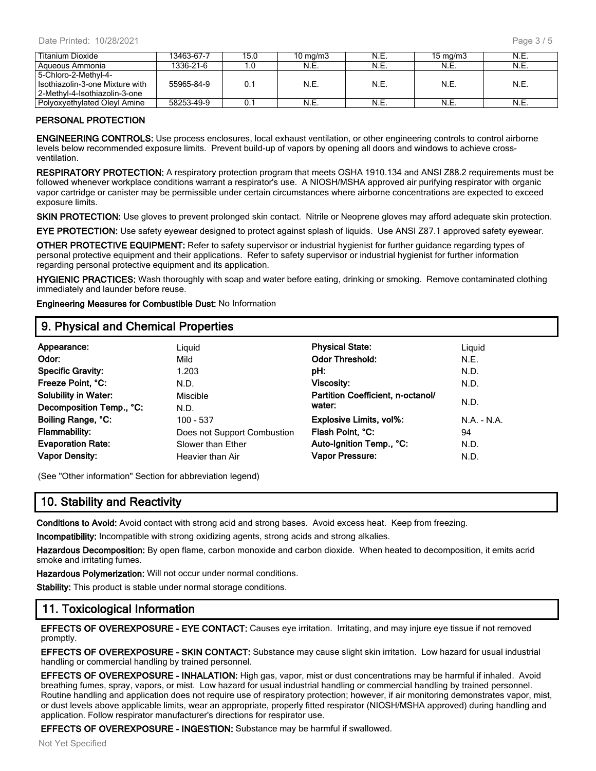| Titanium Dioxide | 13463-67-7 | 15.0 | 10 mg/m3 | N.E. | 15 mg/m3 | N.E. |
|---|---|---|---|---|---|---|
| Aqueous Ammonia | 1336-21-6 | 1.0 | N.E. | N.E. | N.E. | N.E. |
| 5-Chloro-2-Methyl-4-Isothiazolin-3-one Mixture with 2-Methyl-4-Isothiazolin-3-one | 55965-84-9 | 0.1 | N.E. | N.E. | N.E. | N.E. |
| Polyoxyethylated Oleyl Amine | 58253-49-9 | 0.1 | N.E. | N.E. | N.E. | N.E. |

**PERSONAL PROTECTION**

**ENGINEERING CONTROLS:** Use process enclosures, local exhaust ventilation, or other engineering controls to control airborne levels below recommended exposure limits. Prevent build-up of vapors by opening all doors and windows to achieve cross-ventilation.

**RESPIRATORY PROTECTION:** A respiratory protection program that meets OSHA 1910.134 and ANSI Z88.2 requirements must be followed whenever workplace conditions warrant a respirator's use. A NIOSH/MSHA approved air purifying respirator with organic vapor cartridge or canister may be permissible under certain circumstances where airborne concentrations are expected to exceed exposure limits.

**SKIN PROTECTION:** Use gloves to prevent prolonged skin contact. Nitrile or Neoprene gloves may afford adequate skin protection.

**EYE PROTECTION:** Use safety eyewear designed to protect against splash of liquids. Use ANSI Z87.1 approved safety eyewear.

**OTHER PROTECTIVE EQUIPMENT:** Refer to safety supervisor or industrial hygienist for further guidance regarding types of personal protective equipment and their applications. Refer to safety supervisor or industrial hygienist for further information regarding personal protective equipment and its application.

**HYGIENIC PRACTICES:** Wash thoroughly with soap and water before eating, drinking or smoking. Remove contaminated clothing immediately and launder before reuse.

**Engineering Measures for Combustible Dust:** No Information

## 9. Physical and Chemical Properties

| | | | |
|---|---|---|---|
| **Appearance:** | Liquid | **Physical State:** | Liquid |
| **Odor:** | Mild | **Odor Threshold:** | N.E. |
| **Specific Gravity:** | 1.203 | **pH:** | N.D. |
| **Freeze Point, °C:** | N.D. | **Viscosity:** | N.D. |
| **Solubility in Water:** | Miscible | **Partition Coefficient, n-octanol/ water:** | N.D. |
| **Decomposition Temp., °C:** | N.D. | | |
| **Boiling Range, °C:** | 100 - 537 | **Explosive Limits, vol%:** | N.A. - N.A. |
| **Flammability:** | Does not Support Combustion | **Flash Point, °C:** | 94 |
| **Evaporation Rate:** | Slower than Ether | **Auto-Ignition Temp., °C:** | N.D. |
| **Vapor Density:** | Heavier than Air | **Vapor Pressure:** | N.D. |

(See "Other information" Section for abbreviation legend)

## 10. Stability and Reactivity

**Conditions to Avoid:** Avoid contact with strong acid and strong bases. Avoid excess heat. Keep from freezing.

**Incompatibility:** Incompatible with strong oxidizing agents, strong acids and strong alkalies.

**Hazardous Decomposition:** By open flame, carbon monoxide and carbon dioxide. When heated to decomposition, it emits acrid smoke and irritating fumes.

**Hazardous Polymerization:** Will not occur under normal conditions.

**Stability:** This product is stable under normal storage conditions.

## 11. Toxicological Information

**EFFECTS OF OVEREXPOSURE - EYE CONTACT:** Causes eye irritation. Irritating, and may injure eye tissue if not removed promptly.

**EFFECTS OF OVEREXPOSURE - SKIN CONTACT:** Substance may cause slight skin irritation. Low hazard for usual industrial handling or commercial handling by trained personnel.

**EFFECTS OF OVEREXPOSURE - INHALATION:** High gas, vapor, mist or dust concentrations may be harmful if inhaled. Avoid breathing fumes, spray, vapors, or mist. Low hazard for usual industrial handling or commercial handling by trained personnel. Routine handling and application does not require use of respiratory protection; however, if air monitoring demonstrates vapor, mist, or dust levels above applicable limits, wear an appropriate, properly fitted respirator (NIOSH/MSHA approved) during handling and application. Follow respirator manufacturer's directions for respirator use.

**EFFECTS OF OVEREXPOSURE - INGESTION:** Substance may be harmful if swallowed.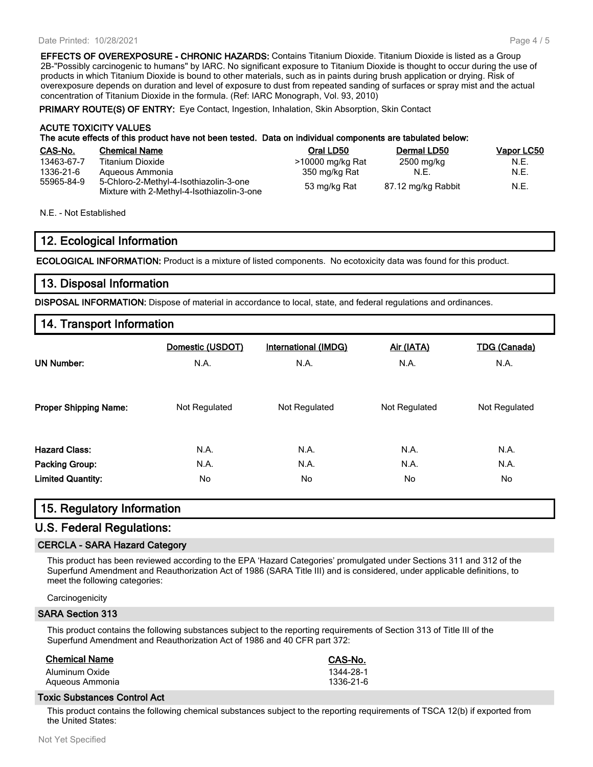**EFFECTS OF OVEREXPOSURE - CHRONIC HAZARDS:** Contains Titanium Dioxide. Titanium Dioxide is listed as a Group 2B-"Possibly carcinogenic to humans" by IARC. No significant exposure to Titanium Dioxide is thought to occur during the use of products in which Titanium Dioxide is bound to other materials, such as in paints during brush application or drying. Risk of overexposure depends on duration and level of exposure to dust from repeated sanding of surfaces or spray mist and the actual concentration of Titanium Dioxide in the formula. (Ref: IARC Monograph, Vol. 93, 2010)

**PRIMARY ROUTE(S) OF ENTRY:** Eye Contact, Ingestion, Inhalation, Skin Absorption, Skin Contact

**ACUTE TOXICITY VALUES**
**The acute effects of this product have not been tested. Data on individual components are tabulated below:**

| CAS-No. | Chemical Name | Oral LD50 | Dermal LD50 | Vapor LC50 |
|---|---|---|---|---|
| 13463-67-7 | Titanium Dioxide | >10000 mg/kg Rat | 2500 mg/kg | N.E. |
| 1336-21-6 | Aqueous Ammonia | 350 mg/kg Rat | N.E. | N.E. |
| 55965-84-9 | 5-Chloro-2-Methyl-4-Isothiazolin-3-one Mixture with 2-Methyl-4-Isothiazolin-3-one | 53 mg/kg Rat | 87.12 mg/kg Rabbit | N.E. |

N.E. - Not Established

## 12. Ecological Information

**ECOLOGICAL INFORMATION:** Product is a mixture of listed components. No ecotoxicity data was found for this product.

## 13. Disposal Information

**DISPOSAL INFORMATION:** Dispose of material in accordance to local, state, and federal regulations and ordinances.

## 14. Transport Information

| | Domestic (USDOT) | International (IMDG) | Air (IATA) | TDG (Canada) |
|---|---|---|---|---|
| **UN Number:** | N.A. | N.A. | N.A. | N.A. |
| **Proper Shipping Name:** | Not Regulated | Not Regulated | Not Regulated | Not Regulated |
| **Hazard Class:** | N.A. | N.A. | N.A. | N.A. |
| **Packing Group:** | N.A. | N.A. | N.A. | N.A. |
| **Limited Quantity:** | No | No | No | No |

## 15. Regulatory Information

## U.S. Federal Regulations:

### CERCLA - SARA Hazard Category

This product has been reviewed according to the EPA 'Hazard Categories' promulgated under Sections 311 and 312 of the Superfund Amendment and Reauthorization Act of 1986 (SARA Title III) and is considered, under applicable definitions, to meet the following categories:

Carcinogenicity

### SARA Section 313

This product contains the following substances subject to the reporting requirements of Section 313 of Title III of the Superfund Amendment and Reauthorization Act of 1986 and 40 CFR part 372:

| Chemical Name | CAS-No. |
|---|---|
| Aluminum Oxide | 1344-28-1 |
| Aqueous Ammonia | 1336-21-6 |

### Toxic Substances Control Act

This product contains the following chemical substances subject to the reporting requirements of TSCA 12(b) if exported from the United States:

Not Yet Specified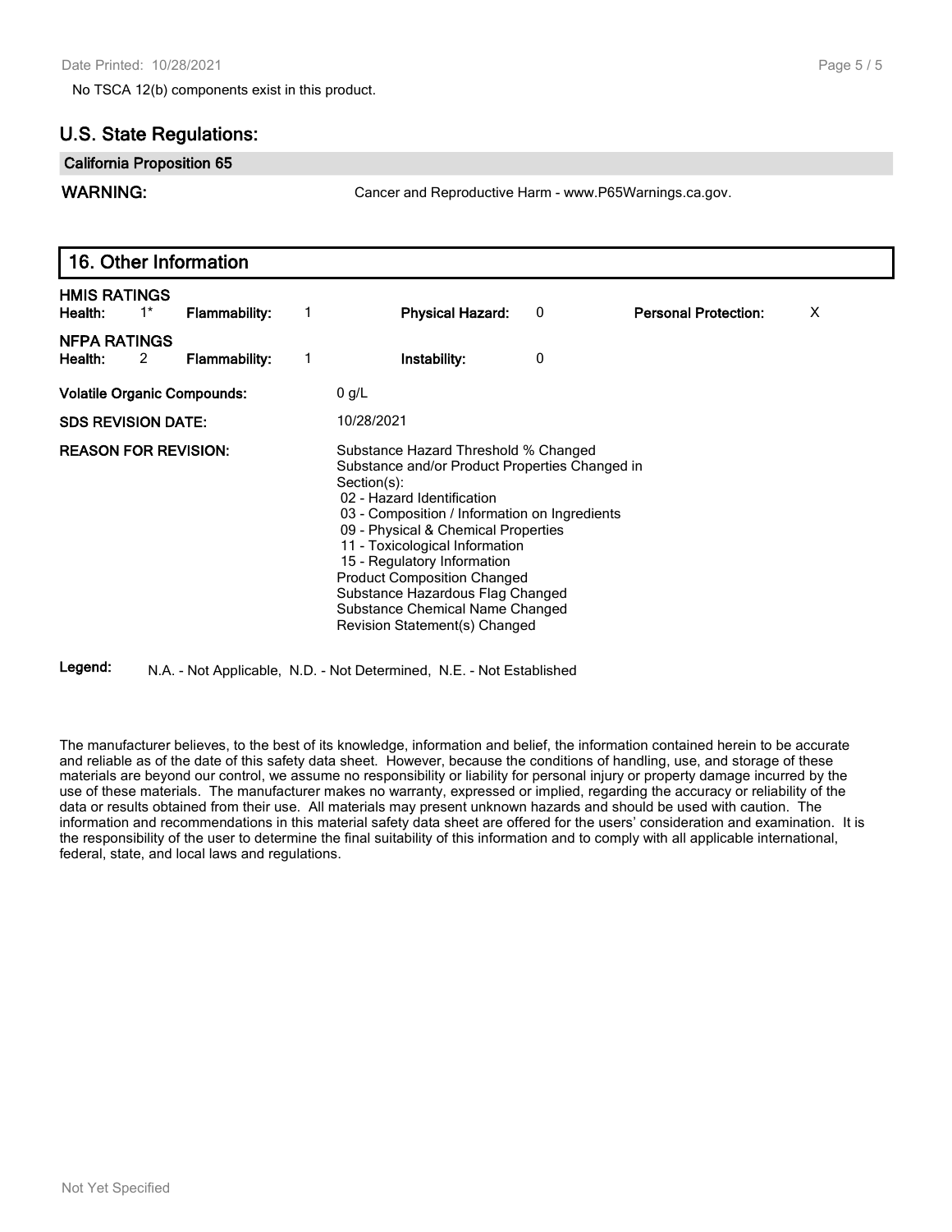No TSCA 12(b) components exist in this product.

## U.S. State Regulations:

**California Proposition 65**

**WARNING:** Cancer and Reproductive Harm - www.P65Warnings.ca.gov.

## 16. Other Information

**HMIS RATINGS**

| | | | | | | | |
|---|---|---|---|---|---|---|---|
| **Health:** | 1* | **Flammability:** | 1 | **Physical Hazard:** | 0 | **Personal Protection:** | X |

**NFPA RATINGS**

| | | | | | |
|---|---|---|---|---|---|
| **Health:** | 2 | **Flammability:** | 1 | **Instability:** | 0 |

**Volatile Organic Compounds:** 0 g/L

**SDS REVISION DATE:** 10/28/2021

**REASON FOR REVISION:**
Substance Hazard Threshold % Changed
Substance and/or Product Properties Changed in Section(s):
02 - Hazard Identification
03 - Composition / Information on Ingredients
09 - Physical & Chemical Properties
11 - Toxicological Information
15 - Regulatory Information
Product Composition Changed
Substance Hazardous Flag Changed
Substance Chemical Name Changed
Revision Statement(s) Changed

**Legend:** N.A. - Not Applicable, N.D. - Not Determined, N.E. - Not Established

The manufacturer believes, to the best of its knowledge, information and belief, the information contained herein to be accurate and reliable as of the date of this safety data sheet. However, because the conditions of handling, use, and storage of these materials are beyond our control, we assume no responsibility or liability for personal injury or property damage incurred by the use of these materials. The manufacturer makes no warranty, expressed or implied, regarding the accuracy or reliability of the data or results obtained from their use. All materials may present unknown hazards and should be used with caution. The information and recommendations in this material safety data sheet are offered for the users' consideration and examination. It is the responsibility of the user to determine the final suitability of this information and to comply with all applicable international, federal, state, and local laws and regulations.